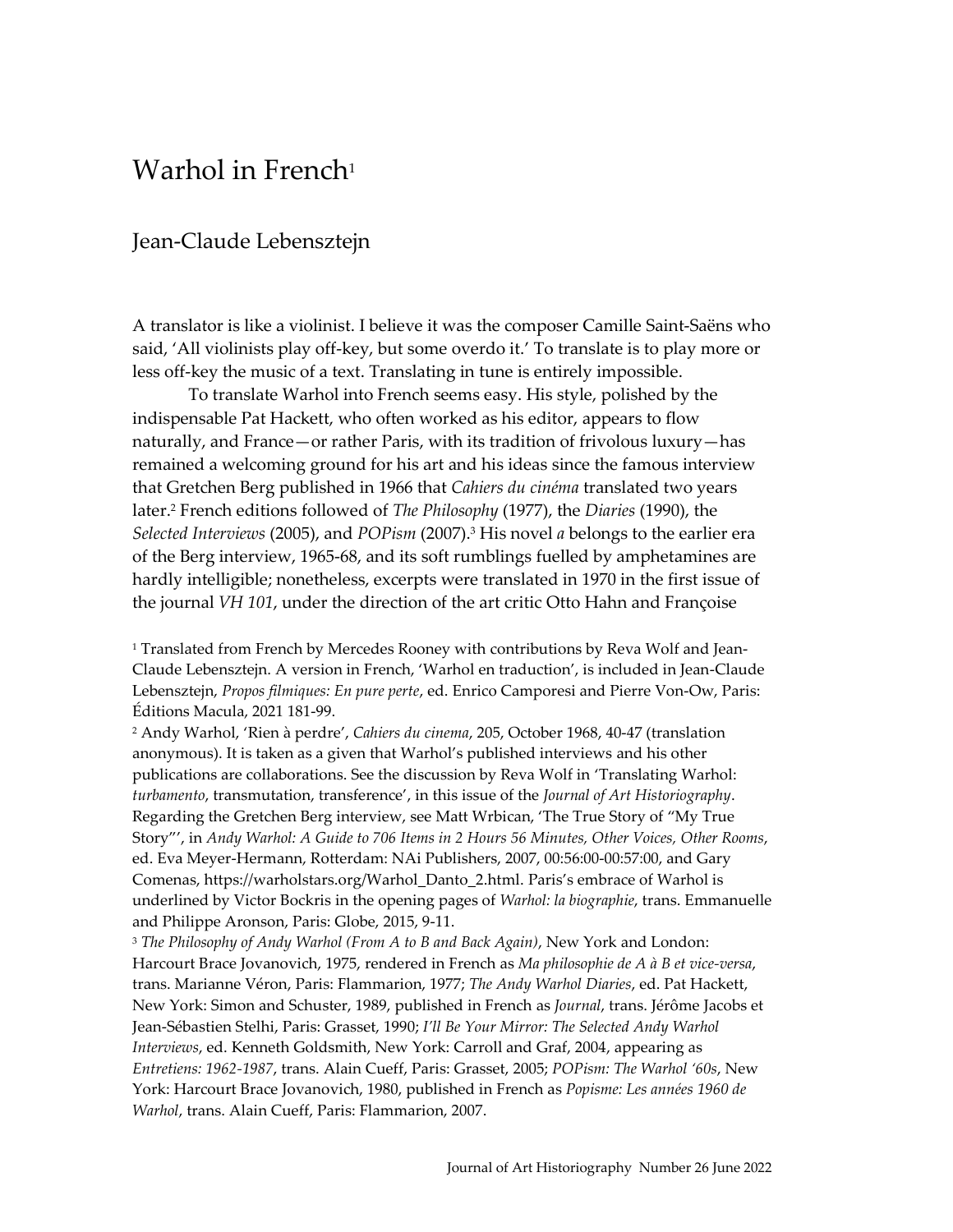# Warhol in French[1]

## Jean-Claude Lebensztejn

A translator is like a violinist. I believe it was the composer Camille Saint-Saëns who said, 'All violinists play off-key, but some overdo it.' To translate is to play more or less off-key the music of a text. Translating in tune is entirely impossible.

To translate Warhol into French seems easy. His style, polished by the indispensable Pat Hackett, who often worked as his editor, appears to flow naturally, and France—or rather Paris, with its tradition of frivolous luxury—has remained a welcoming ground for his art and his ideas since the famous interview that Gretchen Berg published in 1966 that *Cahiers du cinéma* translated two years later.[2] French editions followed of *The Philosophy* (1977), the *Diaries* (1990), the *Selected Interviews* (2005), and *POPism* (2007).[3] His novel *a* belongs to the earlier era of the Berg interview, 1965-68, and its soft rumblings fuelled by amphetamines are hardly intelligible; nonetheless, excerpts were translated in 1970 in the first issue of the journal *VH 101*, under the direction of the art critic Otto Hahn and Françoise

[1] Translated from French by Mercedes Rooney with contributions by Reva Wolf and Jean-Claude Lebensztejn. A version in French, 'Warhol en traduction', is included in Jean-Claude Lebensztejn, *Propos filmiques: En pure perte*, ed. Enrico Camporesi and Pierre Von-Ow, Paris: Éditions Macula, 2021 181-99.

[2] Andy Warhol, 'Rien à perdre', *Cahiers du cinema*, 205, October 1968, 40-47 (translation anonymous). It is taken as a given that Warhol's published interviews and his other publications are collaborations. See the discussion by Reva Wolf in 'Translating Warhol: *turbamento*, transmutation, transference', in this issue of the *Journal of Art Historiography*. Regarding the Gretchen Berg interview, see Matt Wrbican, 'The True Story of "My True Story"', in *Andy Warhol: A Guide to 706 Items in 2 Hours 56 Minutes, Other Voices, Other Rooms*, ed. Eva Meyer-Hermann, Rotterdam: NAi Publishers, 2007, 00:56:00-00:57:00, and Gary Comenas, https://warholstars.org/Warhol_Danto_2.html. Paris's embrace of Warhol is underlined by Victor Bockris in the opening pages of *Warhol: la biographie*, trans. Emmanuelle and Philippe Aronson, Paris: Globe, 2015, 9-11.

[3] *The Philosophy of Andy Warhol (From A to B and Back Again)*, New York and London: Harcourt Brace Jovanovich, 1975, rendered in French as *Ma philosophie de A à B et vice-versa*, trans. Marianne Véron, Paris: Flammarion, 1977; *The Andy Warhol Diaries*, ed. Pat Hackett, New York: Simon and Schuster, 1989, published in French as *Journal*, trans. Jérôme Jacobs et Jean-Sébastien Stelhi, Paris: Grasset, 1990; *I'll Be Your Mirror: The Selected Andy Warhol Interviews*, ed. Kenneth Goldsmith, New York: Carroll and Graf, 2004, appearing as *Entretiens: 1962-1987*, trans. Alain Cueff, Paris: Grasset, 2005; *POPism: The Warhol '60s*, New York: Harcourt Brace Jovanovich, 1980, published in French as *Popisme: Les années 1960 de Warhol*, trans. Alain Cueff, Paris: Flammarion, 2007.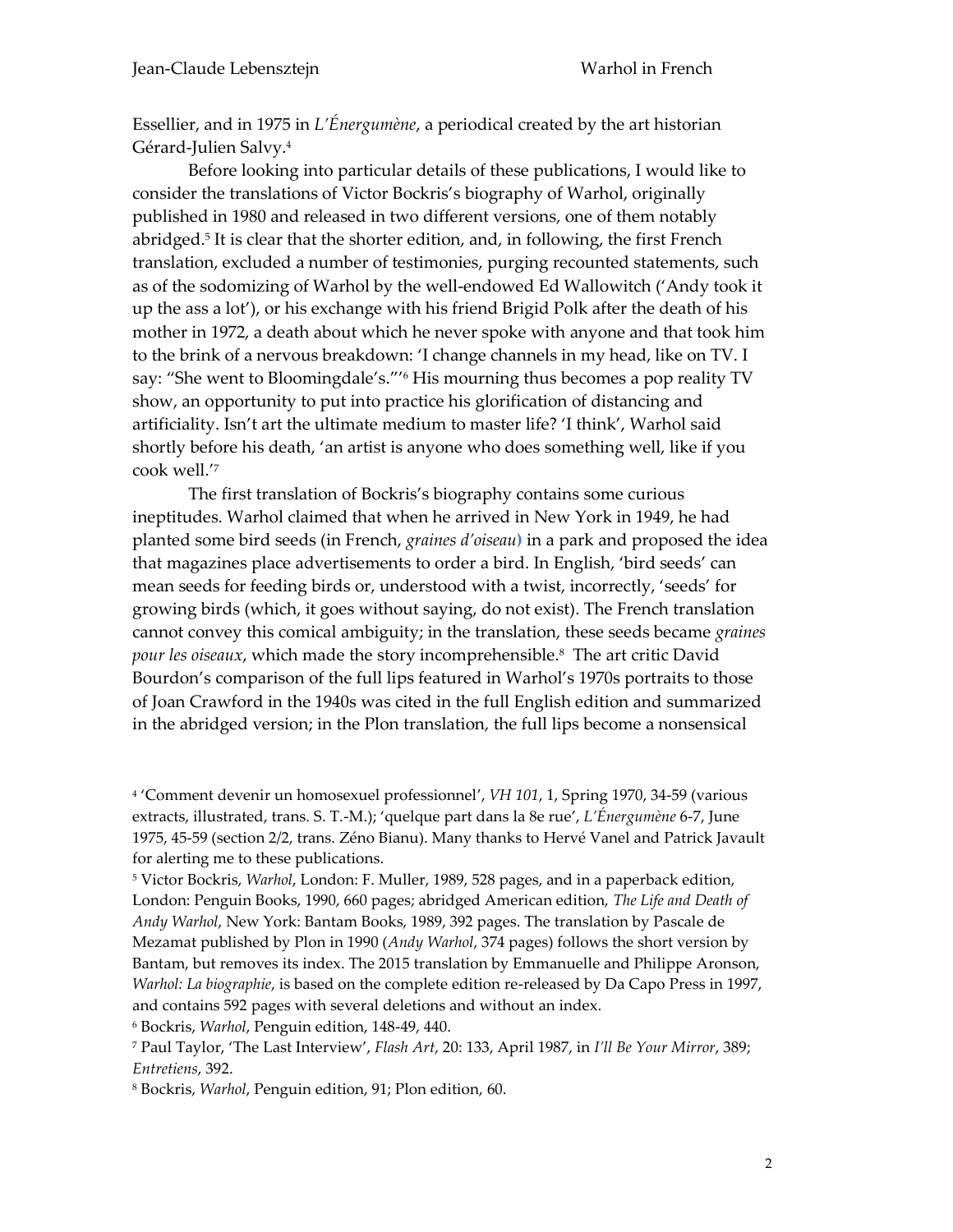Essellier, and in 1975 in *L'Énergumène*, a periodical created by the art historian Gérard-Julien Salvy.[4]

Before looking into particular details of these publications, I would like to consider the translations of Victor Bockris's biography of Warhol, originally published in 1980 and released in two different versions, one of them notably abridged.[5] It is clear that the shorter edition, and, in following, the first French translation, excluded a number of testimonies, purging recounted statements, such as of the sodomizing of Warhol by the well-endowed Ed Wallowitch ('Andy took it up the ass a lot'), or his exchange with his friend Brigid Polk after the death of his mother in 1972, a death about which he never spoke with anyone and that took him to the brink of a nervous breakdown: 'I change channels in my head, like on TV. I say: "She went to Bloomingdale's."'[6] His mourning thus becomes a pop reality TV show, an opportunity to put into practice his glorification of distancing and artificiality. Isn't art the ultimate medium to master life? 'I think', Warhol said shortly before his death, 'an artist is anyone who does something well, like if you cook well.'[7]

The first translation of Bockris's biography contains some curious ineptitudes. Warhol claimed that when he arrived in New York in 1949, he had planted some bird seeds (in French, *graines d'oiseau*) in a park and proposed the idea that magazines place advertisements to order a bird. In English, 'bird seeds' can mean seeds for feeding birds or, understood with a twist, incorrectly, 'seeds' for growing birds (which, it goes without saying, do not exist). The French translation cannot convey this comical ambiguity; in the translation, these seeds became *graines pour les oiseaux*, which made the story incomprehensible.[8] The art critic David Bourdon's comparison of the full lips featured in Warhol's 1970s portraits to those of Joan Crawford in the 1940s was cited in the full English edition and summarized in the abridged version; in the Plon translation, the full lips become a nonsensical

---

[4] 'Comment devenir un homosexuel professionnel', *VH 101*, 1, Spring 1970, 34-59 (various extracts, illustrated, trans. S. T.-M.); 'quelque part dans la 8e rue', *L'Énergumène* 6-7, June 1975, 45-59 (section 2/2, trans. Zéno Bianu). Many thanks to Hervé Vanel and Patrick Javault for alerting me to these publications.

[5] Victor Bockris, *Warhol*, London: F. Muller, 1989, 528 pages, and in a paperback edition, London: Penguin Books, 1990, 660 pages; abridged American edition, *The Life and Death of Andy Warhol*, New York: Bantam Books, 1989, 392 pages. The translation by Pascale de Mezamat published by Plon in 1990 (*Andy Warhol*, 374 pages) follows the short version by Bantam, but removes its index. The 2015 translation by Emmanuelle and Philippe Aronson, *Warhol: La biographie*, is based on the complete edition re-released by Da Capo Press in 1997, and contains 592 pages with several deletions and without an index.

[6] Bockris, *Warhol*, Penguin edition, 148-49, 440.

[7] Paul Taylor, 'The Last Interview', *Flash Art*, 20: 133, April 1987, in *I'll Be Your Mirror*, 389; *Entretiens*, 392.

[8] Bockris, *Warhol*, Penguin edition, 91; Plon edition, 60.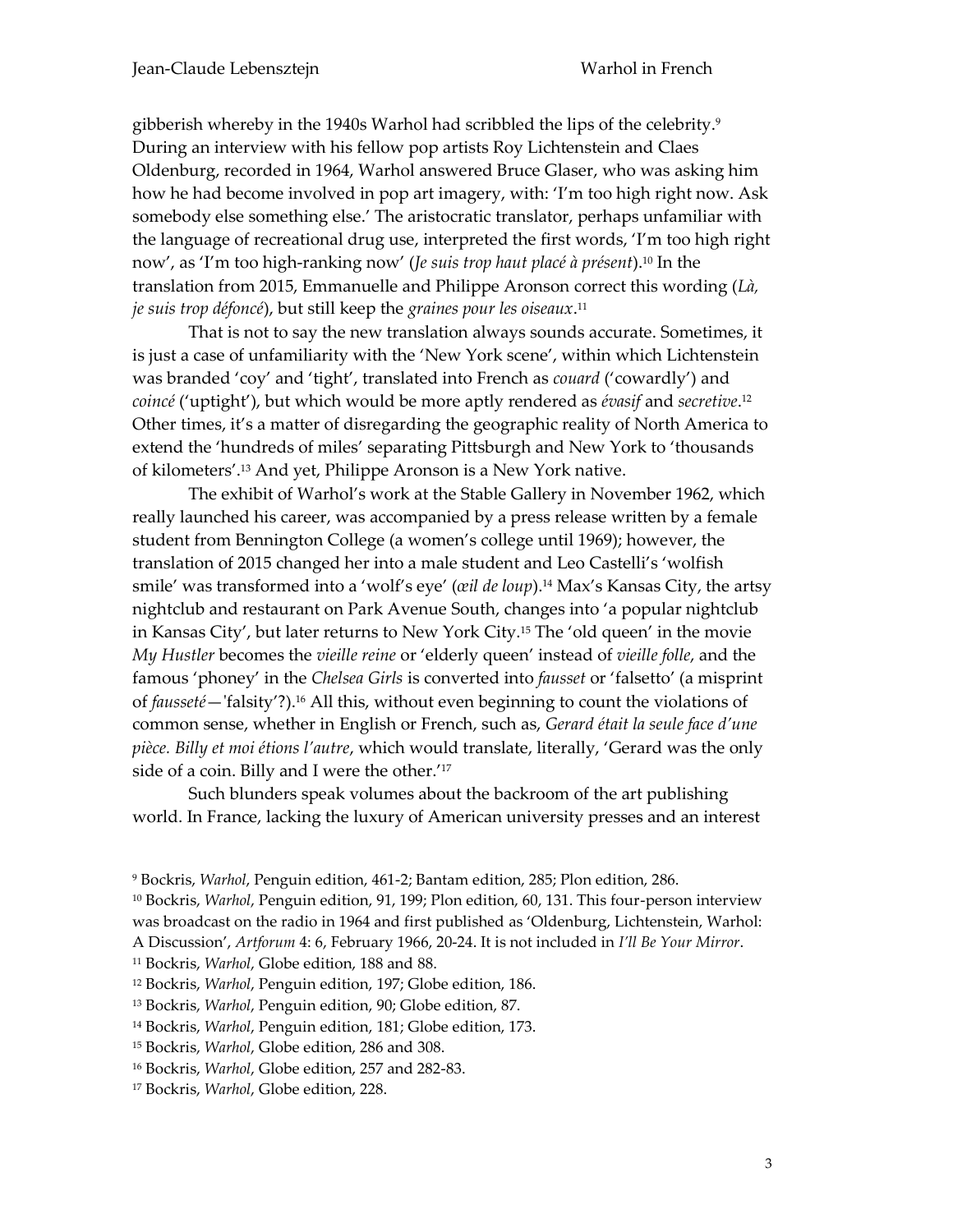gibberish whereby in the 1940s Warhol had scribbled the lips of the celebrity.[9] During an interview with his fellow pop artists Roy Lichtenstein and Claes Oldenburg, recorded in 1964, Warhol answered Bruce Glaser, who was asking him how he had become involved in pop art imagery, with: 'I'm too high right now. Ask somebody else something else.' The aristocratic translator, perhaps unfamiliar with the language of recreational drug use, interpreted the first words, 'I'm too high right now', as 'I'm too high-ranking now' (*Je suis trop haut placé à présent*).[10] In the translation from 2015, Emmanuelle and Philippe Aronson correct this wording (*Là, je suis trop défoncé*), but still keep the *graines pour les oiseaux*.[11]

That is not to say the new translation always sounds accurate. Sometimes, it is just a case of unfamiliarity with the 'New York scene', within which Lichtenstein was branded 'coy' and 'tight', translated into French as *couard* ('cowardly') and *coincé* ('uptight'), but which would be more aptly rendered as *évasif* and *secretive*.[12] Other times, it's a matter of disregarding the geographic reality of North America to extend the 'hundreds of miles' separating Pittsburgh and New York to 'thousands of kilometers'.[13] And yet, Philippe Aronson is a New York native.

The exhibit of Warhol's work at the Stable Gallery in November 1962, which really launched his career, was accompanied by a press release written by a female student from Bennington College (a women's college until 1969); however, the translation of 2015 changed her into a male student and Leo Castelli's 'wolfish smile' was transformed into a 'wolf's eye' (*œil de loup*).[14] Max's Kansas City, the artsy nightclub and restaurant on Park Avenue South, changes into 'a popular nightclub in Kansas City', but later returns to New York City.[15] The 'old queen' in the movie *My Hustler* becomes the *vieille reine* or 'elderly queen' instead of *vieille folle*, and the famous 'phoney' in the *Chelsea Girls* is converted into *fausset* or 'falsetto' (a misprint of *fausseté*—'falsity'?).[16] All this, without even beginning to count the violations of common sense, whether in English or French, such as, *Gerard était la seule face d'une pièce. Billy et moi étions l'autre*, which would translate, literally, 'Gerard was the only side of a coin. Billy and I were the other.'[17]

Such blunders speak volumes about the backroom of the art publishing world. In France, lacking the luxury of American university presses and an interest

[9] Bockris, *Warhol*, Penguin edition, 461-2; Bantam edition, 285; Plon edition, 286.

[10] Bockris, *Warhol*, Penguin edition, 91, 199; Plon edition, 60, 131. This four-person interview was broadcast on the radio in 1964 and first published as 'Oldenburg, Lichtenstein, Warhol: A Discussion', *Artforum* 4: 6, February 1966, 20-24. It is not included in *I'll Be Your Mirror*.

[11] Bockris, *Warhol*, Globe edition, 188 and 88.

[12] Bockris, *Warhol*, Penguin edition, 197; Globe edition, 186.

[13] Bockris, *Warhol*, Penguin edition, 90; Globe edition, 87.

[14] Bockris, *Warhol*, Penguin edition, 181; Globe edition, 173.

[15] Bockris, *Warhol*, Globe edition, 286 and 308.

[16] Bockris, *Warhol*, Globe edition, 257 and 282-83.

[17] Bockris, *Warhol*, Globe edition, 228.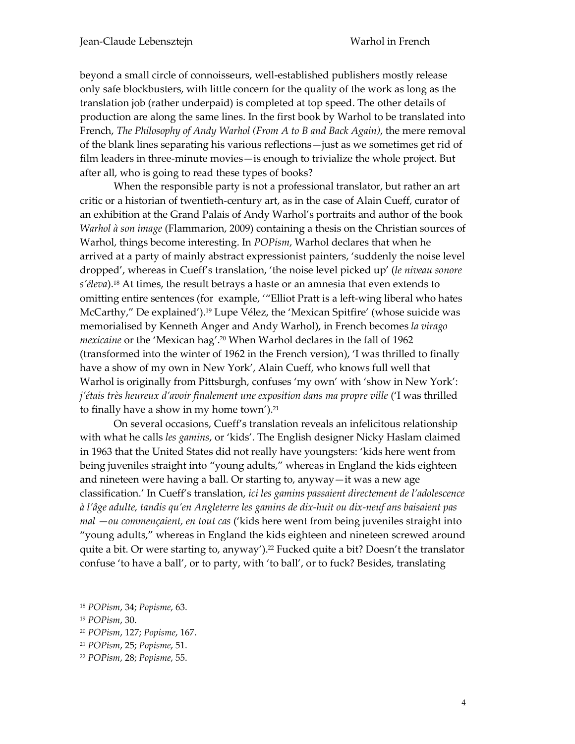beyond a small circle of connoisseurs, well-established publishers mostly release only safe blockbusters, with little concern for the quality of the work as long as the translation job (rather underpaid) is completed at top speed. The other details of production are along the same lines. In the first book by Warhol to be translated into French, *The Philosophy of Andy Warhol (From A to B and Back Again)*, the mere removal of the blank lines separating his various reflections—just as we sometimes get rid of film leaders in three-minute movies—is enough to trivialize the whole project. But after all, who is going to read these types of books?

When the responsible party is not a professional translator, but rather an art critic or a historian of twentieth-century art, as in the case of Alain Cueff, curator of an exhibition at the Grand Palais of Andy Warhol's portraits and author of the book *Warhol à son image* (Flammarion, 2009) containing a thesis on the Christian sources of Warhol, things become interesting. In *POPism*, Warhol declares that when he arrived at a party of mainly abstract expressionist painters, 'suddenly the noise level dropped', whereas in Cueff's translation, 'the noise level picked up' (*le niveau sonore s'éleva*).[18] At times, the result betrays a haste or an amnesia that even extends to omitting entire sentences (for example, '"Elliot Pratt is a left-wing liberal who hates McCarthy," De explained').[19] Lupe Vélez, the 'Mexican Spitfire' (whose suicide was memorialised by Kenneth Anger and Andy Warhol), in French becomes *la virago mexicaine* or the 'Mexican hag'.[20] When Warhol declares in the fall of 1962 (transformed into the winter of 1962 in the French version), 'I was thrilled to finally have a show of my own in New York', Alain Cueff, who knows full well that Warhol is originally from Pittsburgh, confuses 'my own' with 'show in New York': *j'étais très heureux d'avoir finalement une exposition dans ma propre ville* ('I was thrilled to finally have a show in my home town').[21]

On several occasions, Cueff's translation reveals an infelicitous relationship with what he calls *les gamins*, or 'kids'. The English designer Nicky Haslam claimed in 1963 that the United States did not really have youngsters: 'kids here went from being juveniles straight into "young adults," whereas in England the kids eighteen and nineteen were having a ball. Or starting to, anyway—it was a new age classification.' In Cueff's translation, *ici les gamins passaient directement de l'adolescence à l'âge adulte, tandis qu'en Angleterre les gamins de dix-huit ou dix-neuf ans baisaient pas mal —ou commençaient, en tout cas* ('kids here went from being juveniles straight into "young adults," whereas in England the kids eighteen and nineteen screwed around quite a bit. Or were starting to, anyway').[22] Fucked quite a bit? Doesn't the translator confuse 'to have a ball', or to party, with 'to ball', or to fuck? Besides, translating

[18] *POPism*, 34; *Popisme*, 63.

[19] *POPism*, 30.

[20] *POPism*, 127; *Popisme*, 167.

[21] *POPism*, 25; *Popisme*, 51.

[22] *POPism*, 28; *Popisme*, 55.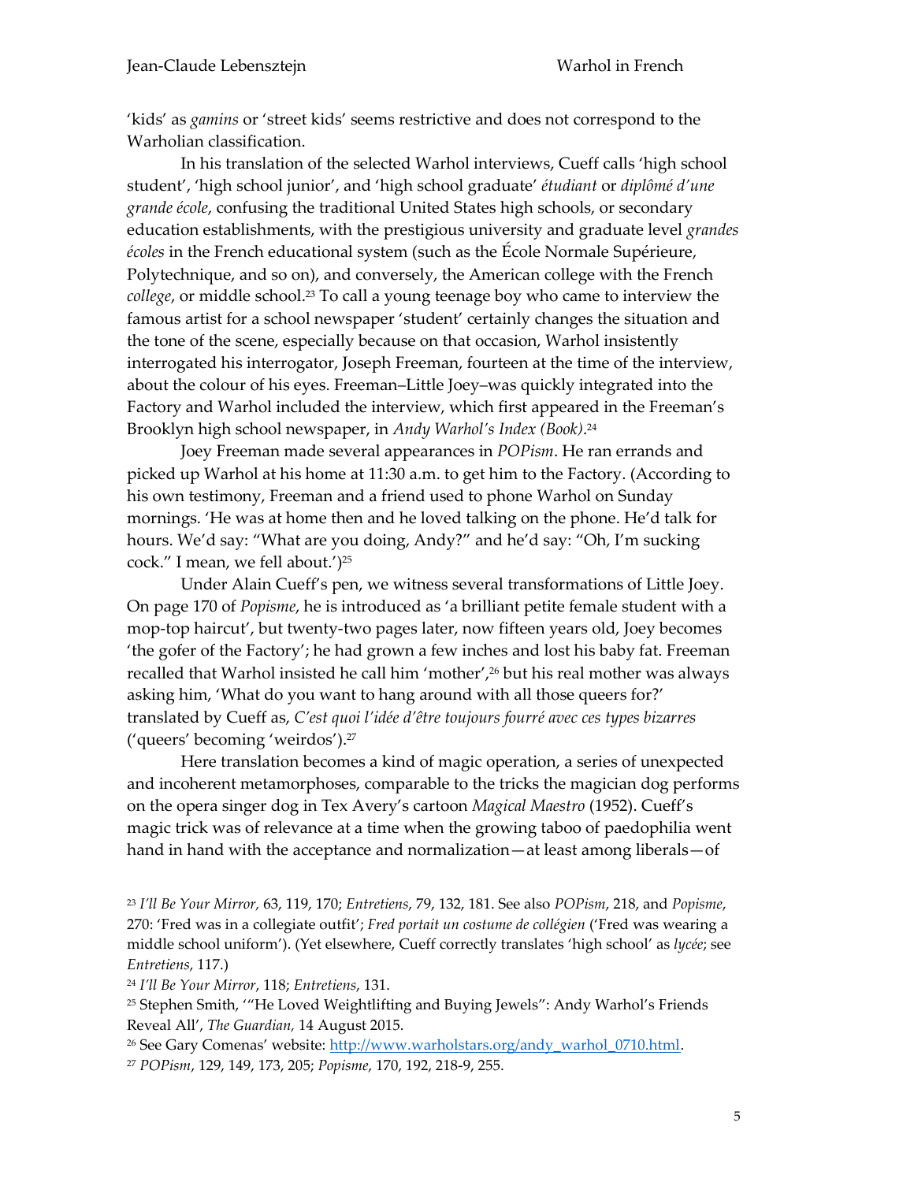'kids' as *gamins* or 'street kids' seems restrictive and does not correspond to the Warholian classification.

In his translation of the selected Warhol interviews, Cueff calls 'high school student', 'high school junior', and 'high school graduate' *étudiant* or *diplômé d'une grande école*, confusing the traditional United States high schools, or secondary education establishments, with the prestigious university and graduate level *grandes écoles* in the French educational system (such as the École Normale Supérieure, Polytechnique, and so on), and conversely, the American college with the French *college*, or middle school.[23] To call a young teenage boy who came to interview the famous artist for a school newspaper 'student' certainly changes the situation and the tone of the scene, especially because on that occasion, Warhol insistently interrogated his interrogator, Joseph Freeman, fourteen at the time of the interview, about the colour of his eyes. Freeman–Little Joey–was quickly integrated into the Factory and Warhol included the interview, which first appeared in the Freeman's Brooklyn high school newspaper, in *Andy Warhol's Index (Book)*.[24]

Joey Freeman made several appearances in *POPism*. He ran errands and picked up Warhol at his home at 11:30 a.m. to get him to the Factory. (According to his own testimony, Freeman and a friend used to phone Warhol on Sunday mornings. 'He was at home then and he loved talking on the phone. He'd talk for hours. We'd say: "What are you doing, Andy?" and he'd say: "Oh, I'm sucking cock." I mean, we fell about.')[25]

Under Alain Cueff's pen, we witness several transformations of Little Joey. On page 170 of *Popisme*, he is introduced as 'a brilliant petite female student with a mop-top haircut', but twenty-two pages later, now fifteen years old, Joey becomes 'the gofer of the Factory'; he had grown a few inches and lost his baby fat. Freeman recalled that Warhol insisted he call him 'mother',[26] but his real mother was always asking him, 'What do you want to hang around with all those queers for?' translated by Cueff as, *C'est quoi l'idée d'être toujours fourré avec ces types bizarres* ('queers' becoming 'weirdos').[27]

Here translation becomes a kind of magic operation, a series of unexpected and incoherent metamorphoses, comparable to the tricks the magician dog performs on the opera singer dog in Tex Avery's cartoon *Magical Maestro* (1952). Cueff's magic trick was of relevance at a time when the growing taboo of paedophilia went hand in hand with the acceptance and normalization—at least among liberals—of

[23] *I'll Be Your Mirror,* 63, 119, 170; *Entretiens*, 79, 132, 181. See also *POPism*, 218, and *Popisme*, 270: 'Fred was in a collegiate outfit'; *Fred portait un costume de collégien* ('Fred was wearing a middle school uniform'). (Yet elsewhere, Cueff correctly translates 'high school' as *lycée*; see *Entretiens*, 117.)

[24] *I'll Be Your Mirror*, 118; *Entretiens*, 131.

[25] Stephen Smith, '"He Loved Weightlifting and Buying Jewels": Andy Warhol's Friends Reveal All', *The Guardian,* 14 August 2015.

[26] See Gary Comenas' website: http://www.warholstars.org/andy_warhol_0710.html.

[27] *POPism*, 129, 149, 173, 205; *Popisme*, 170, 192, 218-9, 255.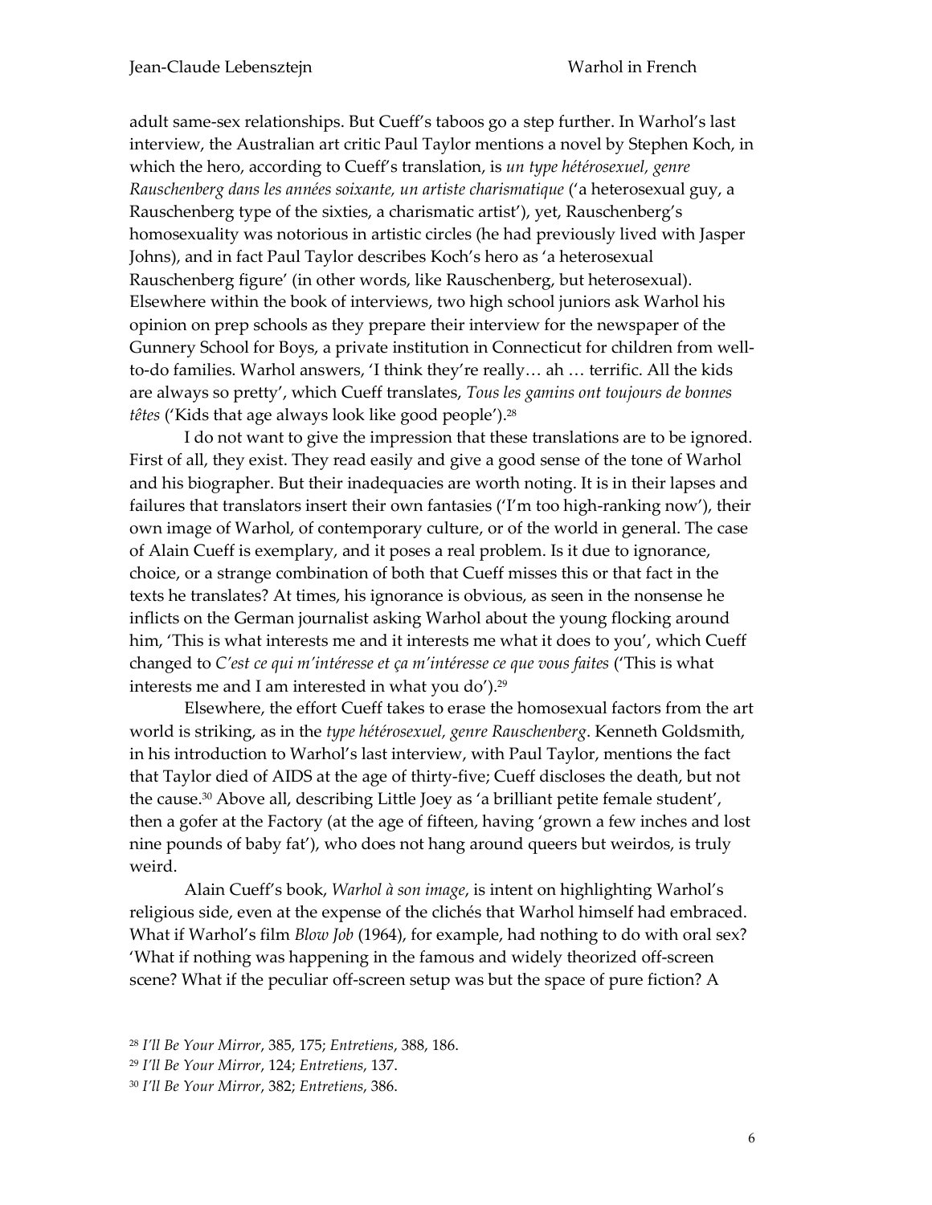adult same-sex relationships. But Cueff's taboos go a step further. In Warhol's last interview, the Australian art critic Paul Taylor mentions a novel by Stephen Koch, in which the hero, according to Cueff's translation, is *un type hétérosexuel, genre Rauschenberg dans les années soixante, un artiste charismatique* ('a heterosexual guy, a Rauschenberg type of the sixties, a charismatic artist'), yet, Rauschenberg's homosexuality was notorious in artistic circles (he had previously lived with Jasper Johns), and in fact Paul Taylor describes Koch's hero as 'a heterosexual Rauschenberg figure' (in other words, like Rauschenberg, but heterosexual). Elsewhere within the book of interviews, two high school juniors ask Warhol his opinion on prep schools as they prepare their interview for the newspaper of the Gunnery School for Boys, a private institution in Connecticut for children from well-to-do families. Warhol answers, 'I think they're really… ah … terrific. All the kids are always so pretty', which Cueff translates, *Tous les gamins ont toujours de bonnes têtes* ('Kids that age always look like good people').[28]

I do not want to give the impression that these translations are to be ignored. First of all, they exist. They read easily and give a good sense of the tone of Warhol and his biographer. But their inadequacies are worth noting. It is in their lapses and failures that translators insert their own fantasies ('I'm too high-ranking now'), their own image of Warhol, of contemporary culture, or of the world in general. The case of Alain Cueff is exemplary, and it poses a real problem. Is it due to ignorance, choice, or a strange combination of both that Cueff misses this or that fact in the texts he translates? At times, his ignorance is obvious, as seen in the nonsense he inflicts on the German journalist asking Warhol about the young flocking around him, 'This is what interests me and it interests me what it does to you', which Cueff changed to *C'est ce qui m'intéresse et ça m'intéresse ce que vous faites* ('This is what interests me and I am interested in what you do').[29]

Elsewhere, the effort Cueff takes to erase the homosexual factors from the art world is striking, as in the *type hétérosexuel, genre Rauschenberg*. Kenneth Goldsmith, in his introduction to Warhol's last interview, with Paul Taylor, mentions the fact that Taylor died of AIDS at the age of thirty-five; Cueff discloses the death, but not the cause.[30] Above all, describing Little Joey as 'a brilliant petite female student', then a gofer at the Factory (at the age of fifteen, having 'grown a few inches and lost nine pounds of baby fat'), who does not hang around queers but weirdos, is truly weird.

Alain Cueff's book, *Warhol à son image*, is intent on highlighting Warhol's religious side, even at the expense of the clichés that Warhol himself had embraced. What if Warhol's film *Blow Job* (1964), for example, had nothing to do with oral sex? 'What if nothing was happening in the famous and widely theorized off-screen scene? What if the peculiar off-screen setup was but the space of pure fiction? A

[28] *I'll Be Your Mirror*, 385, 175; *Entretiens*, 388, 186.

[29] *I'll Be Your Mirror*, 124; *Entretiens*, 137.

[30] *I'll Be Your Mirror*, 382; *Entretiens*, 386.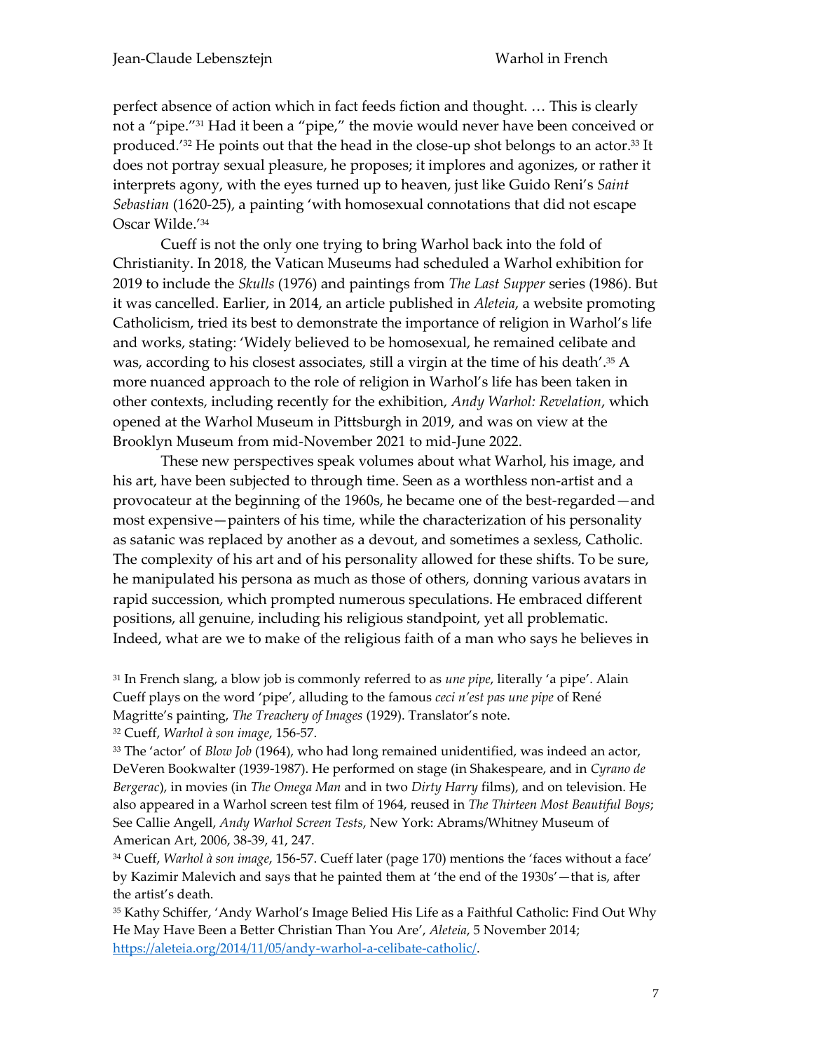perfect absence of action which in fact feeds fiction and thought. … This is clearly not a "pipe."[31] Had it been a "pipe," the movie would never have been conceived or produced.'[32] He points out that the head in the close-up shot belongs to an actor.[33] It does not portray sexual pleasure, he proposes; it implores and agonizes, or rather it interprets agony, with the eyes turned up to heaven, just like Guido Reni's *Saint Sebastian* (1620-25), a painting 'with homosexual connotations that did not escape Oscar Wilde.'[34]

Cueff is not the only one trying to bring Warhol back into the fold of Christianity. In 2018, the Vatican Museums had scheduled a Warhol exhibition for 2019 to include the *Skulls* (1976) and paintings from *The Last Supper* series (1986). But it was cancelled. Earlier, in 2014, an article published in *Aleteia*, a website promoting Catholicism, tried its best to demonstrate the importance of religion in Warhol's life and works, stating: 'Widely believed to be homosexual, he remained celibate and was, according to his closest associates, still a virgin at the time of his death'.[35] A more nuanced approach to the role of religion in Warhol's life has been taken in other contexts, including recently for the exhibition, *Andy Warhol: Revelation*, which opened at the Warhol Museum in Pittsburgh in 2019, and was on view at the Brooklyn Museum from mid-November 2021 to mid-June 2022.

These new perspectives speak volumes about what Warhol, his image, and his art, have been subjected to through time. Seen as a worthless non-artist and a provocateur at the beginning of the 1960s, he became one of the best-regarded—and most expensive—painters of his time, while the characterization of his personality as satanic was replaced by another as a devout, and sometimes a sexless, Catholic. The complexity of his art and of his personality allowed for these shifts. To be sure, he manipulated his persona as much as those of others, donning various avatars in rapid succession, which prompted numerous speculations. He embraced different positions, all genuine, including his religious standpoint, yet all problematic. Indeed, what are we to make of the religious faith of a man who says he believes in

[31] In French slang, a blow job is commonly referred to as *une pipe*, literally 'a pipe'. Alain Cueff plays on the word 'pipe', alluding to the famous *ceci n'est pas une pipe* of René Magritte's painting, *The Treachery of Images* (1929). Translator's note.

[32] Cueff, *Warhol à son image*, 156-57.

[33] The 'actor' of *Blow Job* (1964), who had long remained unidentified, was indeed an actor, DeVeren Bookwalter (1939-1987). He performed on stage (in Shakespeare, and in *Cyrano de Bergerac*), in movies (in *The Omega Man* and in two *Dirty Harry* films), and on television. He also appeared in a Warhol screen test film of 1964, reused in *The Thirteen Most Beautiful Boys*; See Callie Angell, *Andy Warhol Screen Tests*, New York: Abrams/Whitney Museum of American Art, 2006, 38-39, 41, 247.

[34] Cueff, *Warhol à son image*, 156-57. Cueff later (page 170) mentions the 'faces without a face' by Kazimir Malevich and says that he painted them at 'the end of the 1930s'—that is, after the artist's death.

[35] Kathy Schiffer, 'Andy Warhol's Image Belied His Life as a Faithful Catholic: Find Out Why He May Have Been a Better Christian Than You Are', *Aleteia*, 5 November 2014; https://aleteia.org/2014/11/05/andy-warhol-a-celibate-catholic/.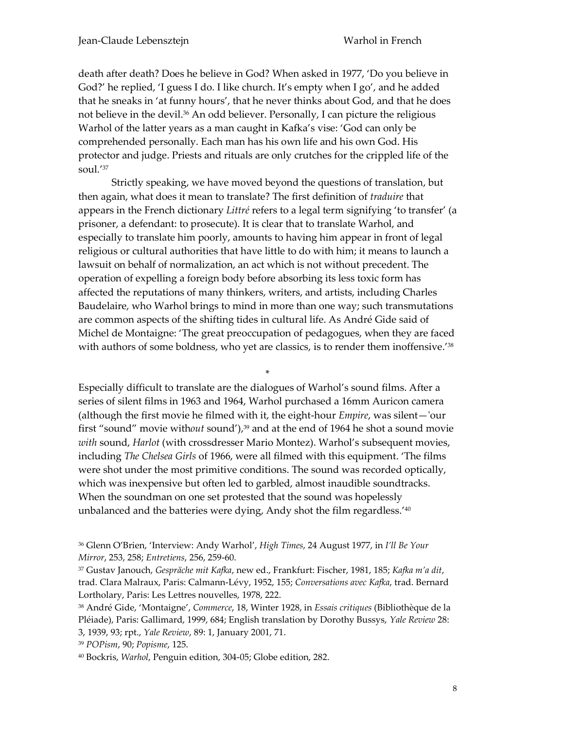death after death? Does he believe in God? When asked in 1977, 'Do you believe in God?' he replied, 'I guess I do. I like church. It's empty when I go', and he added that he sneaks in 'at funny hours', that he never thinks about God, and that he does not believe in the devil.[36] An odd believer. Personally, I can picture the religious Warhol of the latter years as a man caught in Kafka's vise: 'God can only be comprehended personally. Each man has his own life and his own God. His protector and judge. Priests and rituals are only crutches for the crippled life of the soul.'[37]

Strictly speaking, we have moved beyond the questions of translation, but then again, what does it mean to translate? The first definition of *traduire* that appears in the French dictionary *Littré* refers to a legal term signifying 'to transfer' (a prisoner, a defendant: to prosecute). It is clear that to translate Warhol, and especially to translate him poorly, amounts to having him appear in front of legal religious or cultural authorities that have little to do with him; it means to launch a lawsuit on behalf of normalization, an act which is not without precedent. The operation of expelling a foreign body before absorbing its less toxic form has affected the reputations of many thinkers, writers, and artists, including Charles Baudelaire, who Warhol brings to mind in more than one way; such transmutations are common aspects of the shifting tides in cultural life. As André Gide said of Michel de Montaigne: 'The great preoccupation of pedagogues, when they are faced with authors of some boldness, who yet are classics, is to render them inoffensive.'[38]

*

Especially difficult to translate are the dialogues of Warhol's sound films. After a series of silent films in 1963 and 1964, Warhol purchased a 16mm Auricon camera (although the first movie he filmed with it, the eight-hour *Empire*, was silent—'our first "sound" movie with*out* sound'),[39] and at the end of 1964 he shot a sound movie *with* sound, *Harlot* (with crossdresser Mario Montez). Warhol's subsequent movies, including *The Chelsea Girls* of 1966, were all filmed with this equipment. 'The films were shot under the most primitive conditions. The sound was recorded optically, which was inexpensive but often led to garbled, almost inaudible soundtracks. When the soundman on one set protested that the sound was hopelessly unbalanced and the batteries were dying, Andy shot the film regardless.'[40]

---

[36] Glenn O'Brien, 'Interview: Andy Warhol', *High Times*, 24 August 1977, in *I'll Be Your Mirror*, 253, 258; *Entretiens*, 256, 259-60.

[37] Gustav Janouch, *Gespräche mit Kafka*, new ed., Frankfurt: Fischer, 1981, 185; *Kafka m'a dit*, trad. Clara Malraux, Paris: Calmann-Lévy, 1952, 155; *Conversations avec Kafka*, trad. Bernard Lortholary, Paris: Les Lettres nouvelles, 1978, 222.

[38] André Gide, 'Montaigne', *Commerce*, 18, Winter 1928, in *Essais critiques* (Bibliothèque de la Pléiade), Paris: Gallimard, 1999, 684; English translation by Dorothy Bussys, *Yale Review* 28: 3, 1939, 93; rpt., *Yale Review*, 89: 1, January 2001, 71.

[39] *POPism*, 90; *Popisme*, 125.

[40] Bockris, *Warhol*, Penguin edition, 304-05; Globe edition, 282.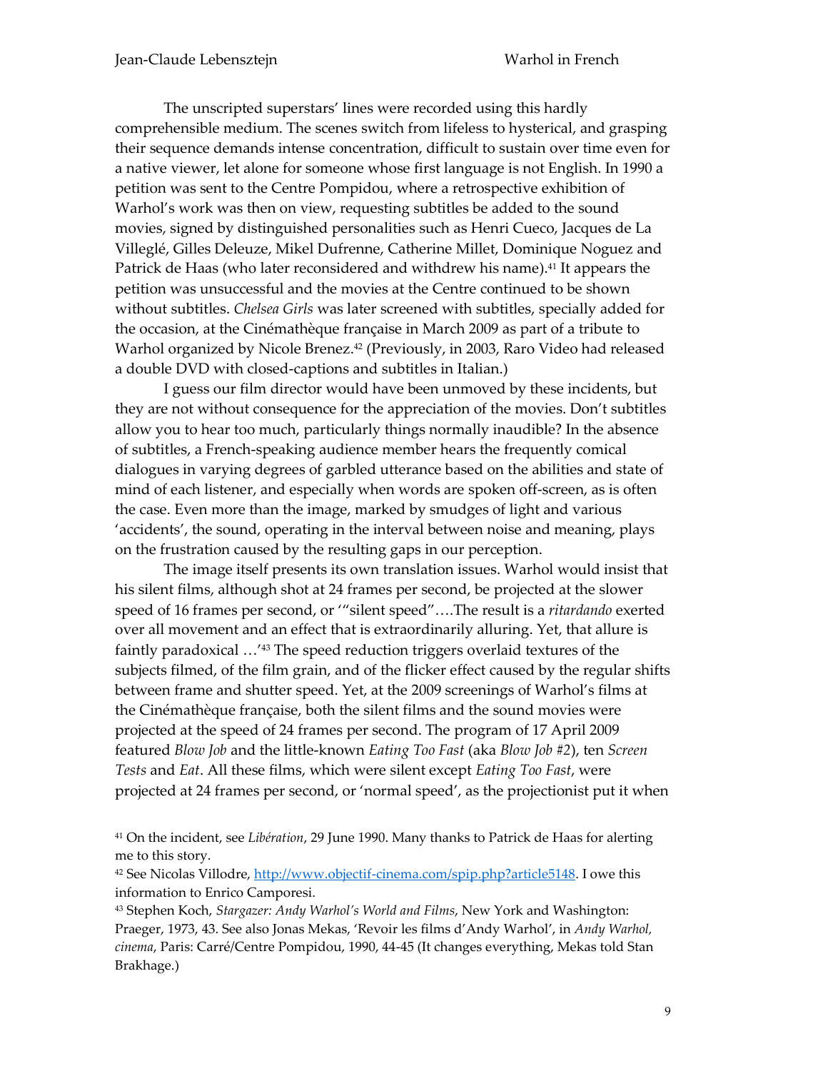The unscripted superstars' lines were recorded using this hardly comprehensible medium. The scenes switch from lifeless to hysterical, and grasping their sequence demands intense concentration, difficult to sustain over time even for a native viewer, let alone for someone whose first language is not English. In 1990 a petition was sent to the Centre Pompidou, where a retrospective exhibition of Warhol's work was then on view, requesting subtitles be added to the sound movies, signed by distinguished personalities such as Henri Cueco, Jacques de La Villeglé, Gilles Deleuze, Mikel Dufrenne, Catherine Millet, Dominique Noguez and Patrick de Haas (who later reconsidered and withdrew his name).[41] It appears the petition was unsuccessful and the movies at the Centre continued to be shown without subtitles. *Chelsea Girls* was later screened with subtitles, specially added for the occasion, at the Cinémathèque française in March 2009 as part of a tribute to Warhol organized by Nicole Brenez.[42] (Previously, in 2003, Raro Video had released a double DVD with closed-captions and subtitles in Italian.)

I guess our film director would have been unmoved by these incidents, but they are not without consequence for the appreciation of the movies. Don't subtitles allow you to hear too much, particularly things normally inaudible? In the absence of subtitles, a French-speaking audience member hears the frequently comical dialogues in varying degrees of garbled utterance based on the abilities and state of mind of each listener, and especially when words are spoken off-screen, as is often the case. Even more than the image, marked by smudges of light and various 'accidents', the sound, operating in the interval between noise and meaning, plays on the frustration caused by the resulting gaps in our perception.

The image itself presents its own translation issues. Warhol would insist that his silent films, although shot at 24 frames per second, be projected at the slower speed of 16 frames per second, or '"silent speed"….The result is a *ritardando* exerted over all movement and an effect that is extraordinarily alluring. Yet, that allure is faintly paradoxical …'[43] The speed reduction triggers overlaid textures of the subjects filmed, of the film grain, and of the flicker effect caused by the regular shifts between frame and shutter speed. Yet, at the 2009 screenings of Warhol's films at the Cinémathèque française, both the silent films and the sound movies were projected at the speed of 24 frames per second. The program of 17 April 2009 featured *Blow Job* and the little-known *Eating Too Fast* (aka *Blow Job #2*), ten *Screen Tests* and *Eat*. All these films, which were silent except *Eating Too Fast*, were projected at 24 frames per second, or 'normal speed', as the projectionist put it when

[41] On the incident, see *Libération*, 29 June 1990. Many thanks to Patrick de Haas for alerting me to this story.

[42] See Nicolas Villodre, http://www.objectif-cinema.com/spip.php?article5148. I owe this information to Enrico Camporesi.

[43] Stephen Koch, *Stargazer: Andy Warhol's World and Films*, New York and Washington: Praeger, 1973, 43. See also Jonas Mekas, 'Revoir les films d'Andy Warhol', in *Andy Warhol, cinema*, Paris: Carré/Centre Pompidou, 1990, 44-45 (It changes everything, Mekas told Stan Brakhage.)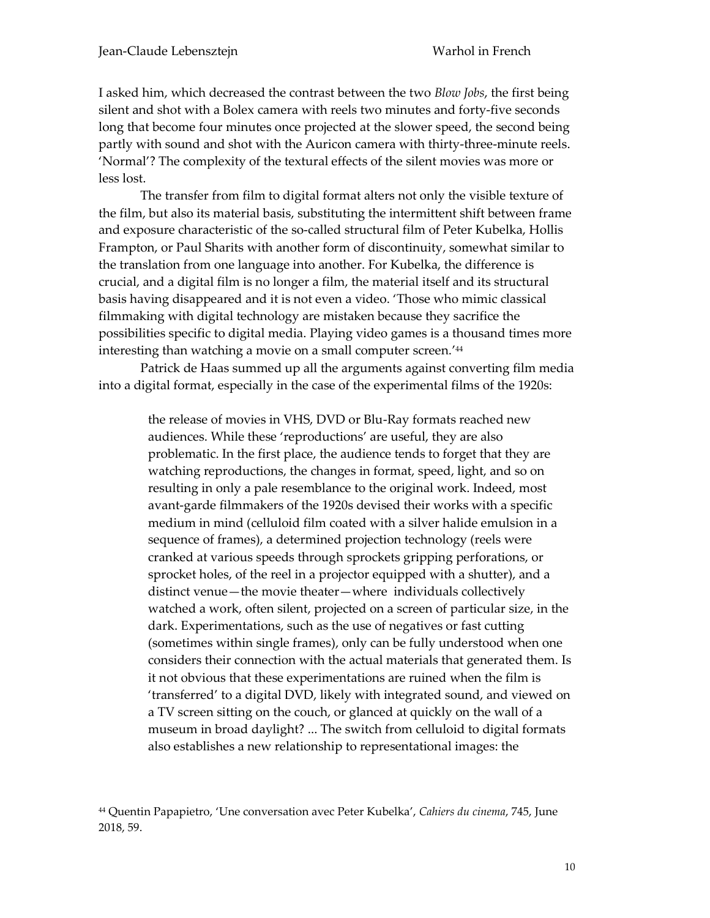I asked him, which decreased the contrast between the two *Blow Jobs*, the first being silent and shot with a Bolex camera with reels two minutes and forty-five seconds long that become four minutes once projected at the slower speed, the second being partly with sound and shot with the Auricon camera with thirty-three-minute reels. 'Normal'? The complexity of the textural effects of the silent movies was more or less lost.

The transfer from film to digital format alters not only the visible texture of the film, but also its material basis, substituting the intermittent shift between frame and exposure characteristic of the so-called structural film of Peter Kubelka, Hollis Frampton, or Paul Sharits with another form of discontinuity, somewhat similar to the translation from one language into another. For Kubelka, the difference is crucial, and a digital film is no longer a film, the material itself and its structural basis having disappeared and it is not even a video. 'Those who mimic classical filmmaking with digital technology are mistaken because they sacrifice the possibilities specific to digital media. Playing video games is a thousand times more interesting than watching a movie on a small computer screen.'[44]

Patrick de Haas summed up all the arguments against converting film media into a digital format, especially in the case of the experimental films of the 1920s:

> the release of movies in VHS, DVD or Blu-Ray formats reached new audiences. While these 'reproductions' are useful, they are also problematic. In the first place, the audience tends to forget that they are watching reproductions, the changes in format, speed, light, and so on resulting in only a pale resemblance to the original work. Indeed, most avant-garde filmmakers of the 1920s devised their works with a specific medium in mind (celluloid film coated with a silver halide emulsion in a sequence of frames), a determined projection technology (reels were cranked at various speeds through sprockets gripping perforations, or sprocket holes, of the reel in a projector equipped with a shutter), and a distinct venue—the movie theater—where individuals collectively watched a work, often silent, projected on a screen of particular size, in the dark. Experimentations, such as the use of negatives or fast cutting (sometimes within single frames), only can be fully understood when one considers their connection with the actual materials that generated them. Is it not obvious that these experimentations are ruined when the film is 'transferred' to a digital DVD, likely with integrated sound, and viewed on a TV screen sitting on the couch, or glanced at quickly on the wall of a museum in broad daylight? ... The switch from celluloid to digital formats also establishes a new relationship to representational images: the

[44] Quentin Papapietro, 'Une conversation avec Peter Kubelka', *Cahiers du cinema*, 745, June 2018, 59.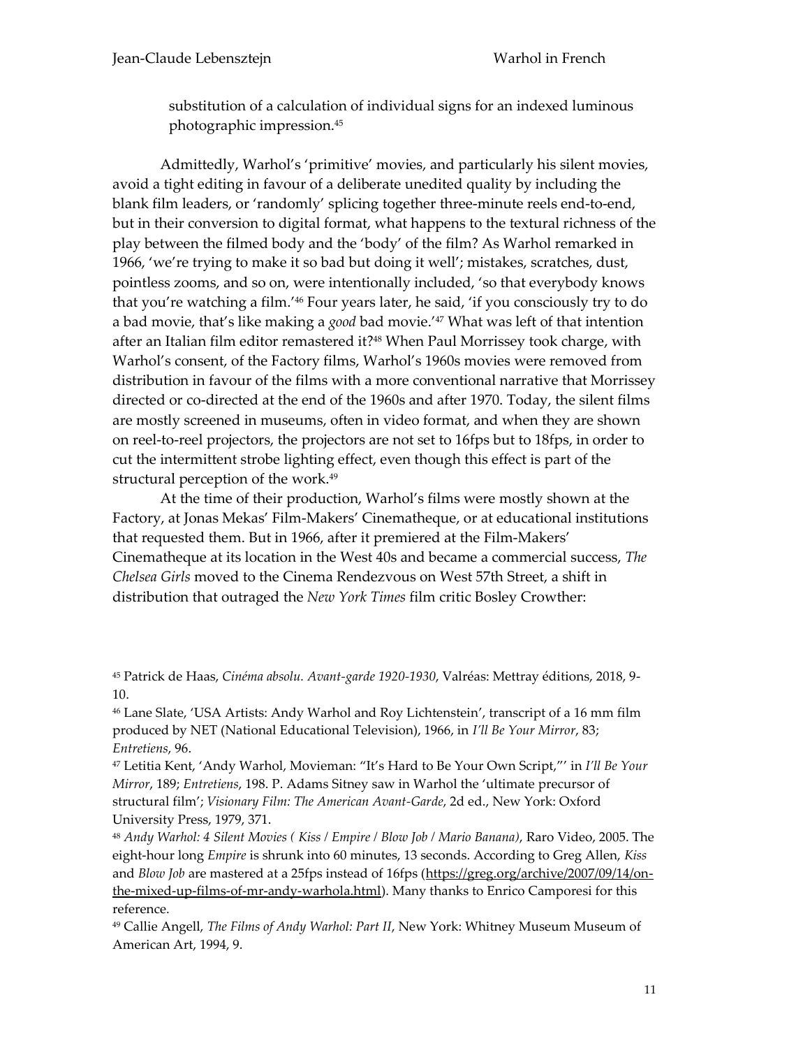> substitution of a calculation of individual signs for an indexed luminous photographic impression.[45]

Admittedly, Warhol's 'primitive' movies, and particularly his silent movies, avoid a tight editing in favour of a deliberate unedited quality by including the blank film leaders, or 'randomly' splicing together three-minute reels end-to-end, but in their conversion to digital format, what happens to the textural richness of the play between the filmed body and the 'body' of the film? As Warhol remarked in 1966, 'we're trying to make it so bad but doing it well'; mistakes, scratches, dust, pointless zooms, and so on, were intentionally included, 'so that everybody knows that you're watching a film.'[46] Four years later, he said, 'if you consciously try to do a bad movie, that's like making a *good* bad movie.'[47] What was left of that intention after an Italian film editor remastered it?[48] When Paul Morrissey took charge, with Warhol's consent, of the Factory films, Warhol's 1960s movies were removed from distribution in favour of the films with a more conventional narrative that Morrissey directed or co-directed at the end of the 1960s and after 1970. Today, the silent films are mostly screened in museums, often in video format, and when they are shown on reel-to-reel projectors, the projectors are not set to 16fps but to 18fps, in order to cut the intermittent strobe lighting effect, even though this effect is part of the structural perception of the work.[49]

At the time of their production, Warhol's films were mostly shown at the Factory, at Jonas Mekas' Film-Makers' Cinematheque, or at educational institutions that requested them. But in 1966, after it premiered at the Film-Makers' Cinematheque at its location in the West 40s and became a commercial success, *The Chelsea Girls* moved to the Cinema Rendezvous on West 57th Street, a shift in distribution that outraged the *New York Times* film critic Bosley Crowther:

---

[45] Patrick de Haas, *Cinéma absolu. Avant-garde 1920-1930*, Valréas: Mettray éditions, 2018, 9-10.

[46] Lane Slate, 'USA Artists: Andy Warhol and Roy Lichtenstein', transcript of a 16 mm film produced by NET (National Educational Television), 1966, in *I'll Be Your Mirror*, 83; *Entretiens*, 96.

[47] Letitia Kent, 'Andy Warhol, Movieman: "It's Hard to Be Your Own Script,"' in *I'll Be Your Mirror*, 189; *Entretiens*, 198. P. Adams Sitney saw in Warhol the 'ultimate precursor of structural film'; *Visionary Film: The American Avant-Garde*, 2d ed., New York: Oxford University Press, 1979, 371.

[48] *Andy Warhol: 4 Silent Movies ( Kiss / Empire / Blow Job / Mario Banana)*, Raro Video, 2005. The eight-hour long *Empire* is shrunk into 60 minutes, 13 seconds. According to Greg Allen, *Kiss* and *Blow Job* are mastered at a 25fps instead of 16fps (https://greg.org/archive/2007/09/14/on-the-mixed-up-films-of-mr-andy-warhola.html). Many thanks to Enrico Camporesi for this reference.

[49] Callie Angell, *The Films of Andy Warhol: Part II*, New York: Whitney Museum Museum of American Art, 1994, 9.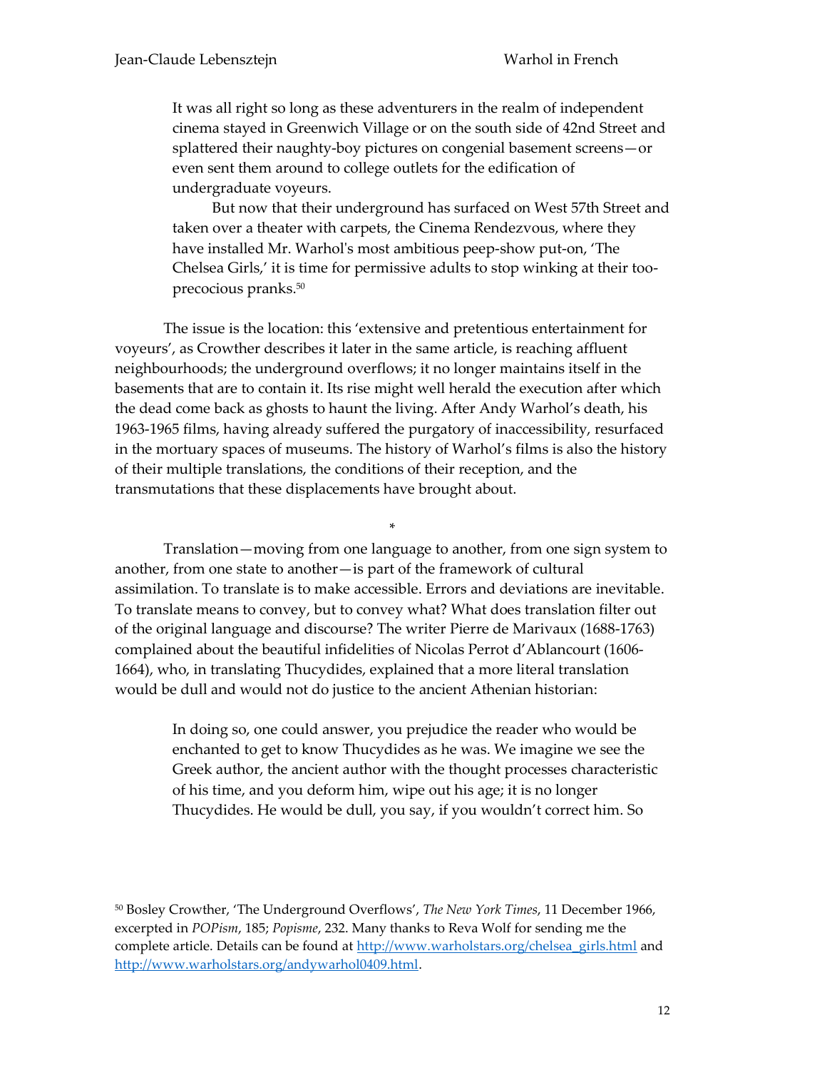> It was all right so long as these adventurers in the realm of independent cinema stayed in Greenwich Village or on the south side of 42nd Street and splattered their naughty-boy pictures on congenial basement screens—or even sent them around to college outlets for the edification of undergraduate voyeurs.
>
> But now that their underground has surfaced on West 57th Street and taken over a theater with carpets, the Cinema Rendezvous, where they have installed Mr. Warhol's most ambitious peep-show put-on, 'The Chelsea Girls,' it is time for permissive adults to stop winking at their too-precocious pranks.[50]

The issue is the location: this 'extensive and pretentious entertainment for voyeurs', as Crowther describes it later in the same article, is reaching affluent neighbourhoods; the underground overflows; it no longer maintains itself in the basements that are to contain it. Its rise might well herald the execution after which the dead come back as ghosts to haunt the living. After Andy Warhol's death, his 1963-1965 films, having already suffered the purgatory of inaccessibility, resurfaced in the mortuary spaces of museums. The history of Warhol's films is also the history of their multiple translations, the conditions of their reception, and the transmutations that these displacements have brought about.

*

Translation—moving from one language to another, from one sign system to another, from one state to another—is part of the framework of cultural assimilation. To translate is to make accessible. Errors and deviations are inevitable. To translate means to convey, but to convey what? What does translation filter out of the original language and discourse? The writer Pierre de Marivaux (1688-1763) complained about the beautiful infidelities of Nicolas Perrot d'Ablancourt (1606-1664), who, in translating Thucydides, explained that a more literal translation would be dull and would not do justice to the ancient Athenian historian:

> In doing so, one could answer, you prejudice the reader who would be enchanted to get to know Thucydides as he was. We imagine we see the Greek author, the ancient author with the thought processes characteristic of his time, and you deform him, wipe out his age; it is no longer Thucydides. He would be dull, you say, if you wouldn't correct him. So

[50] Bosley Crowther, 'The Underground Overflows', *The New York Times*, 11 December 1966, excerpted in *POPism*, 185; *Popisme*, 232. Many thanks to Reva Wolf for sending me the complete article. Details can be found at http://www.warholstars.org/chelsea_girls.html and http://www.warholstars.org/andywarhol0409.html.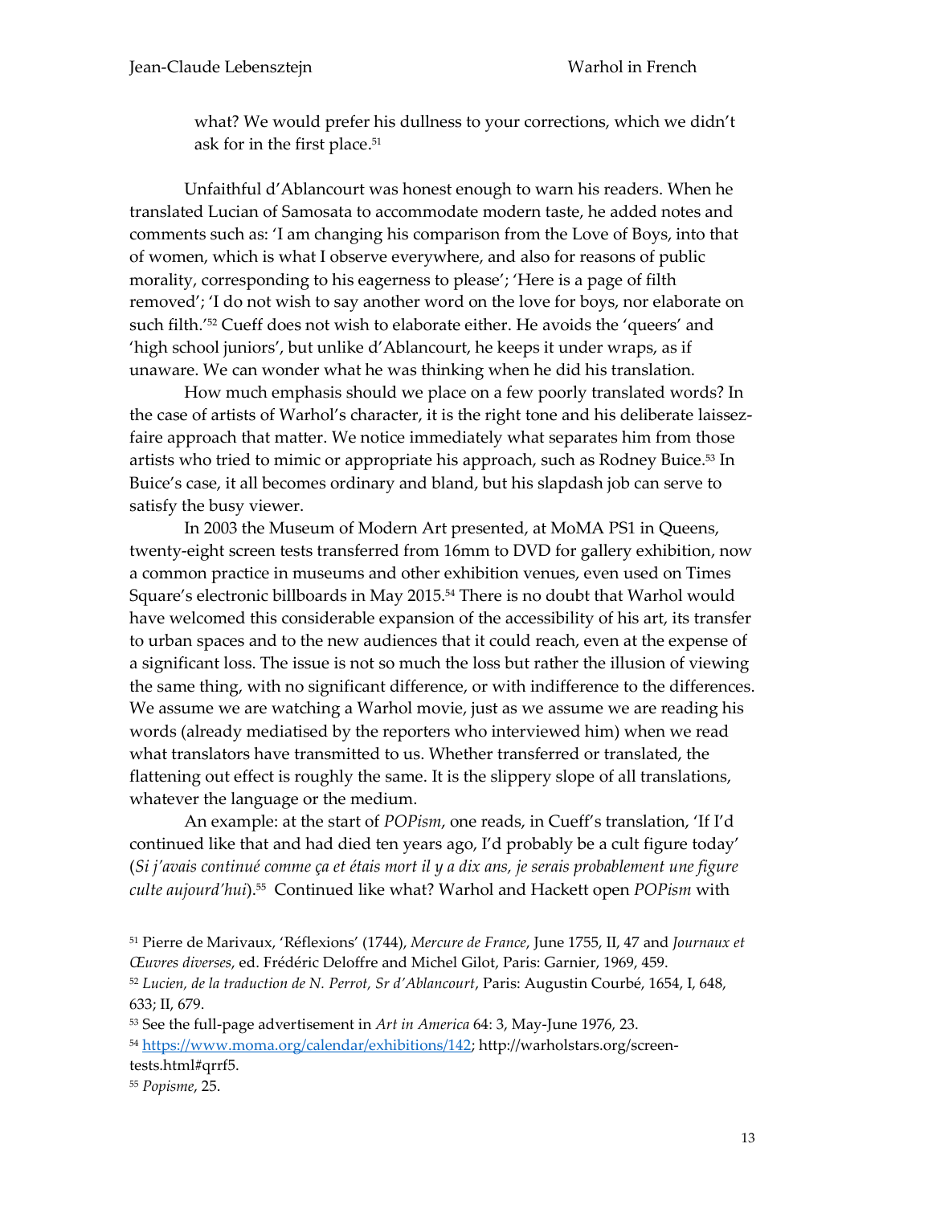what? We would prefer his dullness to your corrections, which we didn't ask for in the first place.[51]

Unfaithful d'Ablancourt was honest enough to warn his readers. When he translated Lucian of Samosata to accommodate modern taste, he added notes and comments such as: 'I am changing his comparison from the Love of Boys, into that of women, which is what I observe everywhere, and also for reasons of public morality, corresponding to his eagerness to please'; 'Here is a page of filth removed'; 'I do not wish to say another word on the love for boys, nor elaborate on such filth.'[52] Cueff does not wish to elaborate either. He avoids the 'queers' and 'high school juniors', but unlike d'Ablancourt, he keeps it under wraps, as if unaware. We can wonder what he was thinking when he did his translation.

How much emphasis should we place on a few poorly translated words? In the case of artists of Warhol's character, it is the right tone and his deliberate laissez-faire approach that matter. We notice immediately what separates him from those artists who tried to mimic or appropriate his approach, such as Rodney Buice.[53] In Buice's case, it all becomes ordinary and bland, but his slapdash job can serve to satisfy the busy viewer.

In 2003 the Museum of Modern Art presented, at MoMA PS1 in Queens, twenty-eight screen tests transferred from 16mm to DVD for gallery exhibition, now a common practice in museums and other exhibition venues, even used on Times Square's electronic billboards in May 2015.[54] There is no doubt that Warhol would have welcomed this considerable expansion of the accessibility of his art, its transfer to urban spaces and to the new audiences that it could reach, even at the expense of a significant loss. The issue is not so much the loss but rather the illusion of viewing the same thing, with no significant difference, or with indifference to the differences. We assume we are watching a Warhol movie, just as we assume we are reading his words (already mediatised by the reporters who interviewed him) when we read what translators have transmitted to us. Whether transferred or translated, the flattening out effect is roughly the same. It is the slippery slope of all translations, whatever the language or the medium.

An example: at the start of *POPism*, one reads, in Cueff's translation, 'If I'd continued like that and had died ten years ago, I'd probably be a cult figure today' (*Si j'avais continué comme ça et étais mort il y a dix ans, je serais probablement une figure culte aujourd'hui*).[55] Continued like what? Warhol and Hackett open *POPism* with

---

[51] Pierre de Marivaux, 'Réflexions' (1744), *Mercure de France*, June 1755, II, 47 and *Journaux et Œuvres diverses*, ed. Frédéric Deloffre and Michel Gilot, Paris: Garnier, 1969, 459.

[52] *Lucien, de la traduction de N. Perrot, Sr d'Ablancourt*, Paris: Augustin Courbé, 1654, I, 648, 633; II, 679.

[53] See the full-page advertisement in *Art in America* 64: 3, May-June 1976, 23.

[54] https://www.moma.org/calendar/exhibitions/142; http://warholstars.org/screen-tests.html#qrrf5.

[55] *Popisme*, 25.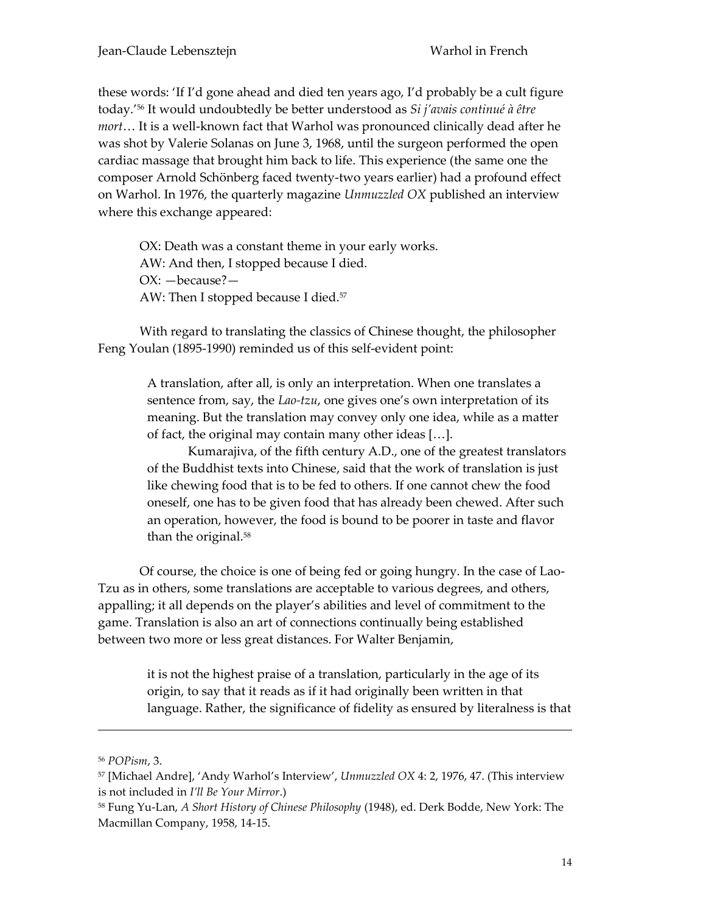these words: 'If I'd gone ahead and died ten years ago, I'd probably be a cult figure today.'[56] It would undoubtedly be better understood as *Si j'avais continué à être mort*… It is a well-known fact that Warhol was pronounced clinically dead after he was shot by Valerie Solanas on June 3, 1968, until the surgeon performed the open cardiac massage that brought him back to life. This experience (the same one the composer Arnold Schönberg faced twenty-two years earlier) had a profound effect on Warhol. In 1976, the quarterly magazine *Unmuzzled OX* published an interview where this exchange appeared:

> OX: Death was a constant theme in your early works.
> AW: And then, I stopped because I died.
> OX: —because?—
> AW: Then I stopped because I died.[57]

With regard to translating the classics of Chinese thought, the philosopher Feng Youlan (1895-1990) reminded us of this self-evident point:

> A translation, after all, is only an interpretation. When one translates a sentence from, say, the *Lao-tzu*, one gives one's own interpretation of its meaning. But the translation may convey only one idea, while as a matter of fact, the original may contain many other ideas […].
>
> Kumarajiva, of the fifth century A.D., one of the greatest translators of the Buddhist texts into Chinese, said that the work of translation is just like chewing food that is to be fed to others. If one cannot chew the food oneself, one has to be given food that has already been chewed. After such an operation, however, the food is bound to be poorer in taste and flavor than the original.[58]

Of course, the choice is one of being fed or going hungry. In the case of Lao-Tzu as in others, some translations are acceptable to various degrees, and others, appalling; it all depends on the player's abilities and level of commitment to the game. Translation is also an art of connections continually being established between two more or less great distances. For Walter Benjamin,

> it is not the highest praise of a translation, particularly in the age of its origin, to say that it reads as if it had originally been written in that language. Rather, the significance of fidelity as ensured by literalness is that

---

[56] *POPism*, 3.

[57] [Michael Andre], 'Andy Warhol's Interview', *Unmuzzled OX* 4: 2, 1976, 47. (This interview is not included in *I'll Be Your Mirror*.)

[58] Fung Yu-Lan, *A Short History of Chinese Philosophy* (1948), ed. Derk Bodde, New York: The Macmillan Company, 1958, 14-15.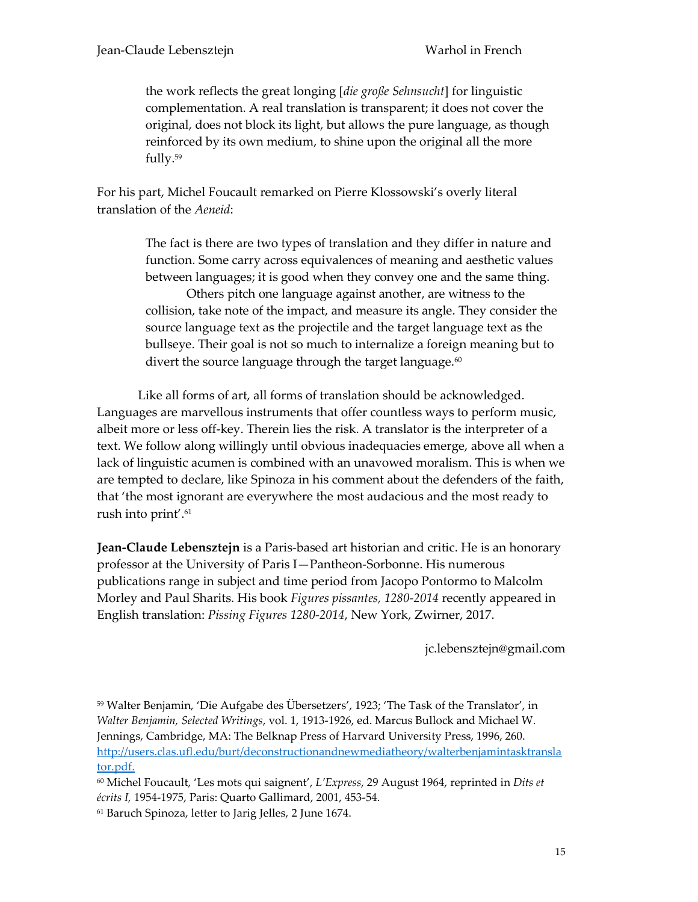> the work reflects the great longing [*die große Sehnsucht*] for linguistic complementation. A real translation is transparent; it does not cover the original, does not block its light, but allows the pure language, as though reinforced by its own medium, to shine upon the original all the more fully.[59]

For his part, Michel Foucault remarked on Pierre Klossowski's overly literal translation of the *Aeneid*:

> The fact is there are two types of translation and they differ in nature and function. Some carry across equivalences of meaning and aesthetic values between languages; it is good when they convey one and the same thing.
>
> Others pitch one language against another, are witness to the collision, take note of the impact, and measure its angle. They consider the source language text as the projectile and the target language text as the bullseye. Their goal is not so much to internalize a foreign meaning but to divert the source language through the target language.[60]

Like all forms of art, all forms of translation should be acknowledged. Languages are marvellous instruments that offer countless ways to perform music, albeit more or less off-key. Therein lies the risk. A translator is the interpreter of a text. We follow along willingly until obvious inadequacies emerge, above all when a lack of linguistic acumen is combined with an unavowed moralism. This is when we are tempted to declare, like Spinoza in his comment about the defenders of the faith, that 'the most ignorant are everywhere the most audacious and the most ready to rush into print'.[61]

**Jean-Claude Lebensztejn** is a Paris-based art historian and critic. He is an honorary professor at the University of Paris I—Pantheon-Sorbonne. His numerous publications range in subject and time period from Jacopo Pontormo to Malcolm Morley and Paul Sharits. His book *Figures pissantes, 1280-2014* recently appeared in English translation: *Pissing Figures 1280-2014*, New York, Zwirner, 2017.

jc.lebensztejn@gmail.com

---

[59] Walter Benjamin, 'Die Aufgabe des Übersetzers', 1923; 'The Task of the Translator', in *Walter Benjamin, Selected Writings*, vol. 1, 1913-1926, ed. Marcus Bullock and Michael W. Jennings, Cambridge, MA: The Belknap Press of Harvard University Press, 1996, 260. http://users.clas.ufl.edu/burt/deconstructionandnewmediatheory/walterbenjamintasktranslator.pdf.

[60] Michel Foucault, 'Les mots qui saignent', *L'Express*, 29 August 1964, reprinted in *Dits et écrits I*, 1954-1975, Paris: Quarto Gallimard, 2001, 453-54.

[61] Baruch Spinoza, letter to Jarig Jelles, 2 June 1674.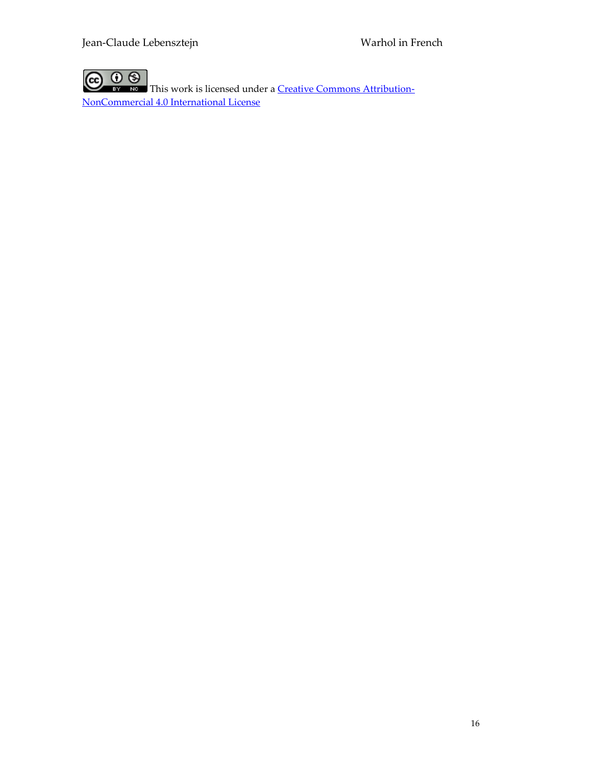This work is licensed under a [Creative Commons Attribution-NonCommercial 4.0 International License](http://creativecommons.org/licenses/by-nc/4.0/)